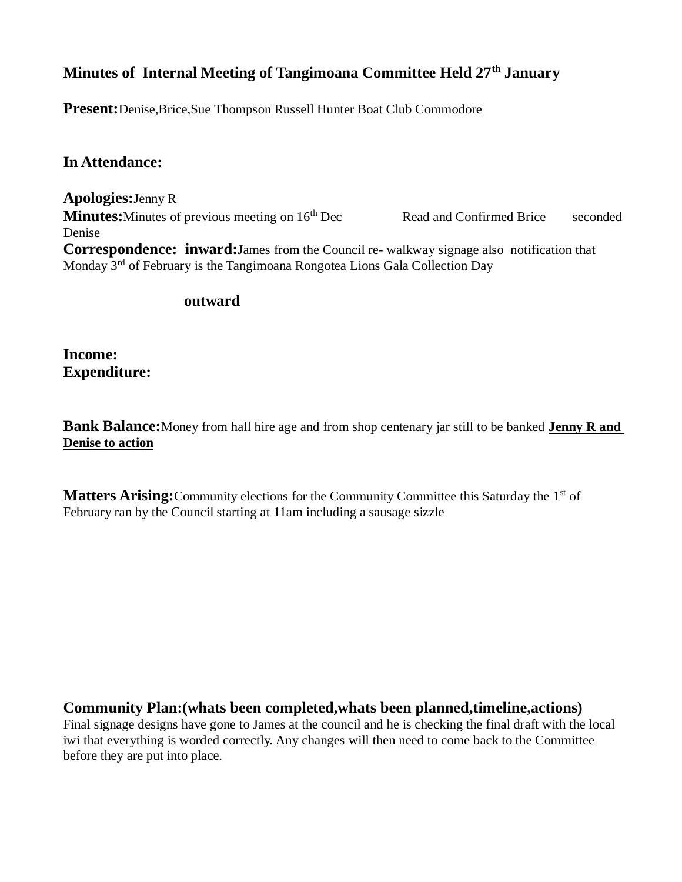## Minutes of Internal Meeting of Tangimoana Committee Held 27th January

**Present:** Denise,Brice,Sue Thompson Russell Hunter Boat Club Commodore

**In Attendance:**

**Apologies:** Jenny R

**Minutes:** Minutes of previous meeting on 16th Dec Read and Confirmed Brice seconded Denise

**Correspondence: inward:** James from the Council re- walkway signage also notification that Monday 3rd of February is the Tangimoana Rongotea Lions Gala Collection Day

**outward**

**Income:**

**Expenditure:**

**Bank Balance:** Money from hall hire age and from shop centenary jar still to be banked **Jenny R and Denise to action**

**Matters Arising:** Community elections for the Community Committee this Saturday the 1st of February ran by the Council starting at 11am including a sausage sizzle

**Community Plan:(whats been completed,whats been planned,timeline,actions)**

Final signage designs have gone to James at the council and he is checking the final draft with the local iwi that everything is worded correctly. Any changes will then need to come back to the Committee before they are put into place.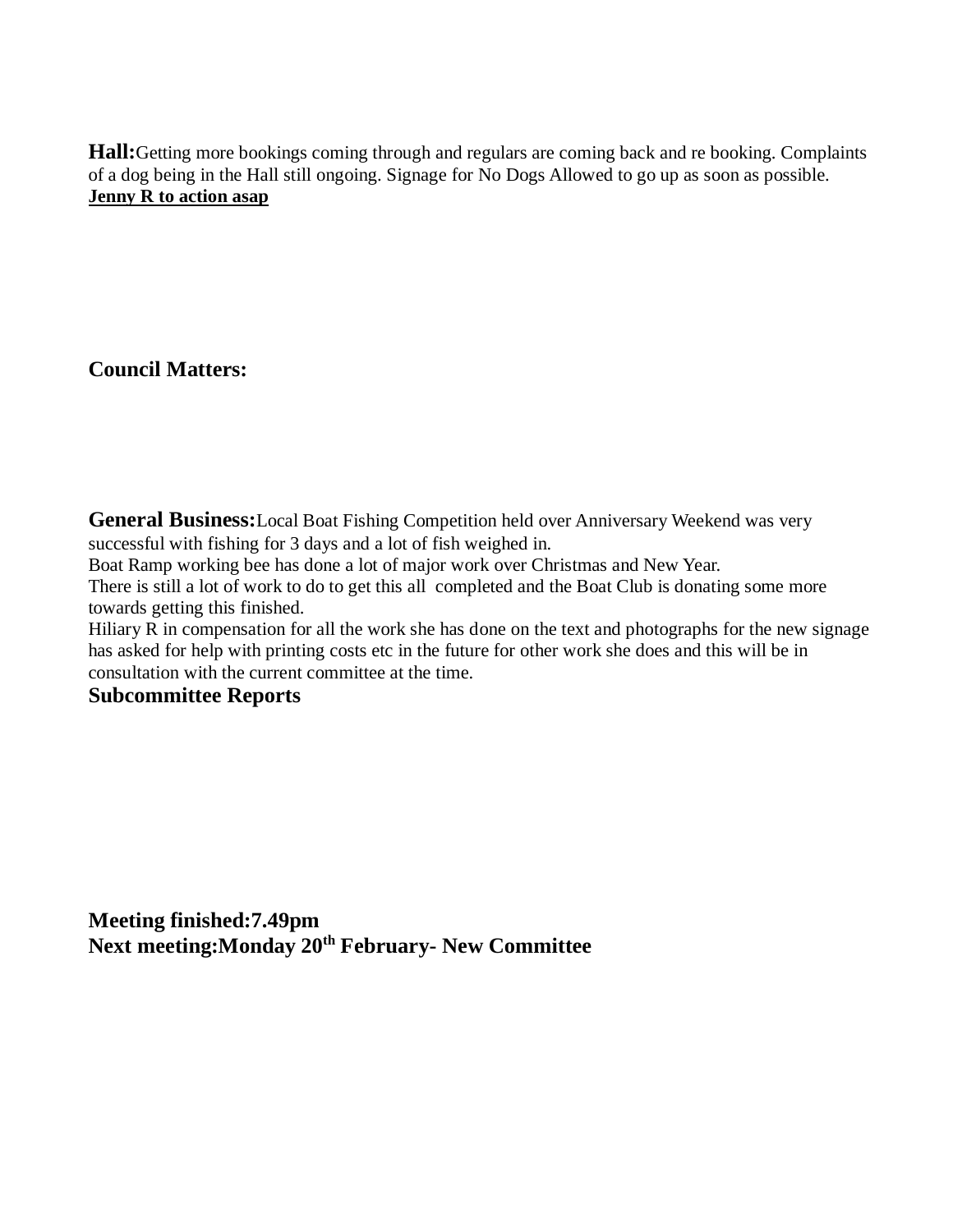**Hall:** Getting more bookings coming through and regulars are coming back and re booking. Complaints of a dog being in the Hall still ongoing. Signage for No Dogs Allowed to go up as soon as possible.
**Jenny R to action asap**

**Council Matters:**

**General Business:** Local Boat Fishing Competition held over Anniversary Weekend was very successful with fishing for 3 days and a lot of fish weighed in.
Boat Ramp working bee has done a lot of major work over Christmas and New Year.
There is still a lot of work to do to get this all completed and the Boat Club is donating some more towards getting this finished.
Hiliary R in compensation for all the work she has done on the text and photographs for the new signage has asked for help with printing costs etc in the future for other work she does and this will be in consultation with the current committee at the time.

**Subcommittee Reports**

**Meeting finished:7.49pm**
**Next meeting:Monday 20th February- New Committee**